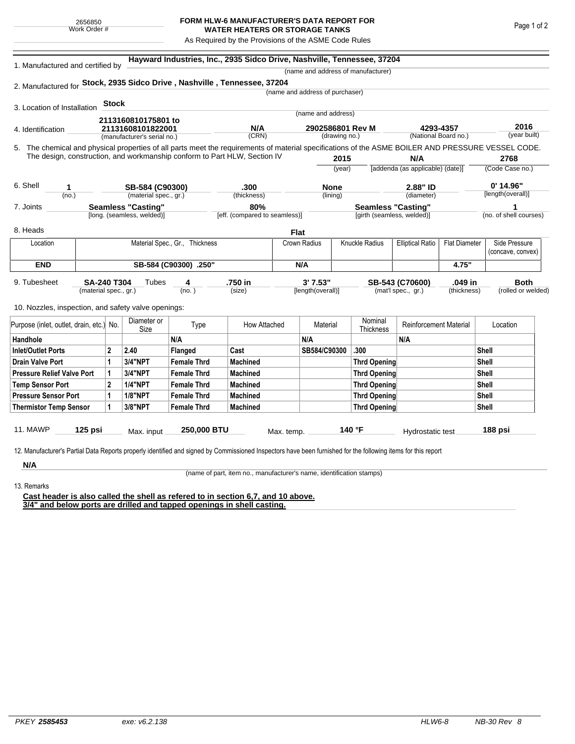2656850
Work Order #

# FORM HLW-6 MANUFACTURER'S DATA REPORT FOR WATER HEATERS OR STORAGE TANKS

As Required by the Provisions of the ASME Code Rules

1. Manufactured and certified by **Hayward Industries, Inc., 2935 Sidco Drive, Nashville, Tennessee, 37204**
(name and address of manufacturer)

2. Manufactured for **Stock, 2935 Sidco Drive , Nashville , Tennessee, 37204**
(name and address of purchaser)

3. Location of Installation **Stock**
(name and address)

4. Identification

| 2113160810175801 to 21131608101822001 | N/A | 2902586801 Rev M | 4293-4357 | 2016 |
|---|---|---|---|---|
| (manufacturer's serial no.) | (CRN) | (drawing no.) | (National Board no.) | (year built) |

5. The chemical and physical properties of all parts meet the requirements of material specifications of the ASME BOILER AND PRESSURE VESSEL CODE. The design, construction, and workmanship conform to Part HLW, Section IV

| 2015 | N/A | 2768 |
|---|---|---|
| (year) | [addenda (as applicable) (date)] | (Code Case no.) |

6. Shell

| 1 | SB-584 (C90300) | .300 | None | 2.88" ID | 0' 14.96" |
|---|---|---|---|---|---|
| (no.) | (material spec., gr.) | (thickness) | (lining) | (diameter) | [length(overall)] |

7. Joints

| Seamless "Casting" | 80% | Seamless "Casting" | 1 |
|---|---|---|---|
| [long. (seamless, welded)] | [eff. (compared to seamless)] | [girth (seamless, welded)] | (no. of shell courses) |

8. Heads **Flat**

| Location | Material Spec., Gr., Thickness | Crown Radius | Knuckle Radius | Elliptical Ratio | Flat Diameter | Side Pressure (concave, convex) |
|---|---|---|---|---|---|---|
| **END** | **SB-584 (C90300) .250"** | **N/A** | | | **4.75"** | |

9. Tubesheet

| SA-240 T304 | Tubes 4 | .750 in | 3' 7.53" | SB-543 (C70600) | .049 in | Both |
|---|---|---|---|---|---|---|
| (material spec., gr.) | (no. ) | (size) | [length(overall)] | (mat'l spec., gr.) | (thickness) | (rolled or welded) |

10. Nozzles, inspection, and safety valve openings:

| Purpose (inlet, outlet, drain, etc.) | No. | Diameter or Size | Type | How Attached | Material | Nominal Thickness | Reinforcement Material | Location |
|---|---|---|---|---|---|---|---|---|
| **Handhole** | | | **N/A** | | **N/A** | | **N/A** | |
| **Inlet/Outlet Ports** | **2** | **2.40** | **Flanged** | **Cast** | **SB584/C90300** | **.300** | | **Shell** |
| **Drain Valve Port** | **1** | **3/4"NPT** | **Female Thrd** | **Machined** | | **Thrd Opening** | | **Shell** |
| **Pressure Relief Valve Port** | **1** | **3/4"NPT** | **Female Thrd** | **Machined** | | **Thrd Opening** | | **Shell** |
| **Temp Sensor Port** | **2** | **1/4"NPT** | **Female Thrd** | **Machined** | | **Thrd Opening** | | **Shell** |
| **Pressure Sensor Port** | **1** | **1/8"NPT** | **Female Thrd** | **Machined** | | **Thrd Opening** | | **Shell** |
| **Thermistor Temp Sensor** | **1** | **3/8"NPT** | **Female Thrd** | **Machined** | | **Thrd Opening** | | **Shell** |

11. MAWP **125 psi** Max. input **250,000 BTU** Max. temp. **140 °F** Hydrostatic test **188 psi**

12. Manufacturer's Partial Data Reports properly identified and signed by Commissioned Inspectors have been furnished for the following items for this report

**N/A**
(name of part, item no., manufacturer's name, identification stamps)

13. Remarks

**Cast header is also called the shell as refered to in section 6,7, and 10 above.**
**3/4" and below ports are drilled and tapped openings in shell casting.**

*PKEY* **2585453** *exe: v6.2.138* *HLW6-8* *NB-30 Rev 8*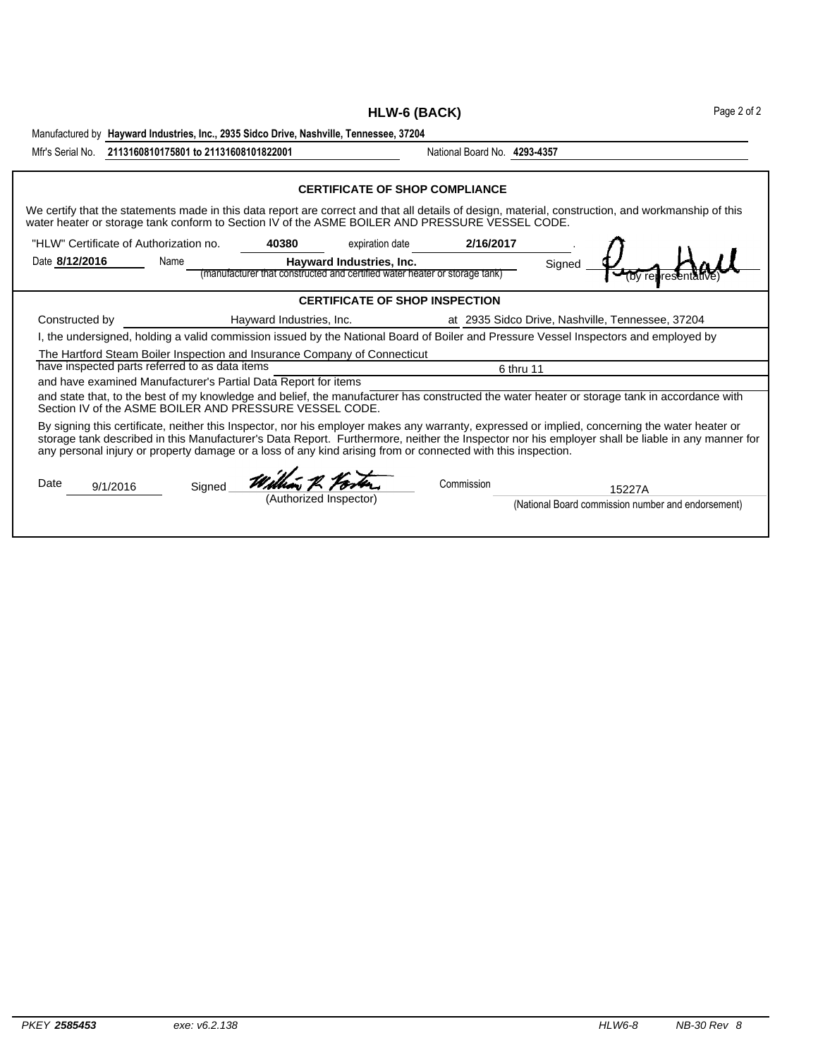# HLW-6 (BACK)

Manufactured by **Hayward Industries, Inc., 2935 Sidco Drive, Nashville, Tennessee, 37204**

Mfr's Serial No. **2113160810175801 to 21131608101822001** National Board No. **4293-4357**

## CERTIFICATE OF SHOP COMPLIANCE

We certify that the statements made in this data report are correct and that all details of design, material, construction, and workmanship of this water heater or storage tank conform to Section IV of the ASME BOILER AND PRESSURE VESSEL CODE.

"HLW" Certificate of Authorization no. **40380** expiration date **2/16/2017**.

Date **8/12/2016** Name **Hayward Industries, Inc.** (manufacturer that constructed and certified water heater or storage tank) Signed (by representative)

## CERTIFICATE OF SHOP INSPECTION

Constructed by Hayward Industries, Inc. at 2935 Sidco Drive, Nashville, Tennessee, 37204

I, the undersigned, holding a valid commission issued by the National Board of Boiler and Pressure Vessel Inspectors and employed by The Hartford Steam Boiler Inspection and Insurance Company of Connecticut have inspected parts referred to as data items 6 thru 11 and have examined Manufacturer's Partial Data Report for items and state that, to the best of my knowledge and belief, the manufacturer has constructed the water heater or storage tank in accordance with Section IV of the ASME BOILER AND PRESSURE VESSEL CODE.

By signing this certificate, neither this Inspector, nor his employer makes any warranty, expressed or implied, concerning the water heater or storage tank described in this Manufacturer's Data Report. Furthermore, neither the Inspector nor his employer shall be liable in any manner for any personal injury or property damage or a loss of any kind arising from or connected with this inspection.

Date 9/1/2016 Signed (Authorized Inspector) Commission 15227A (National Board commission number and endorsement)

PKEY 2585453 exe: v6.2.138 HLW6-8 NB-30 Rev 8